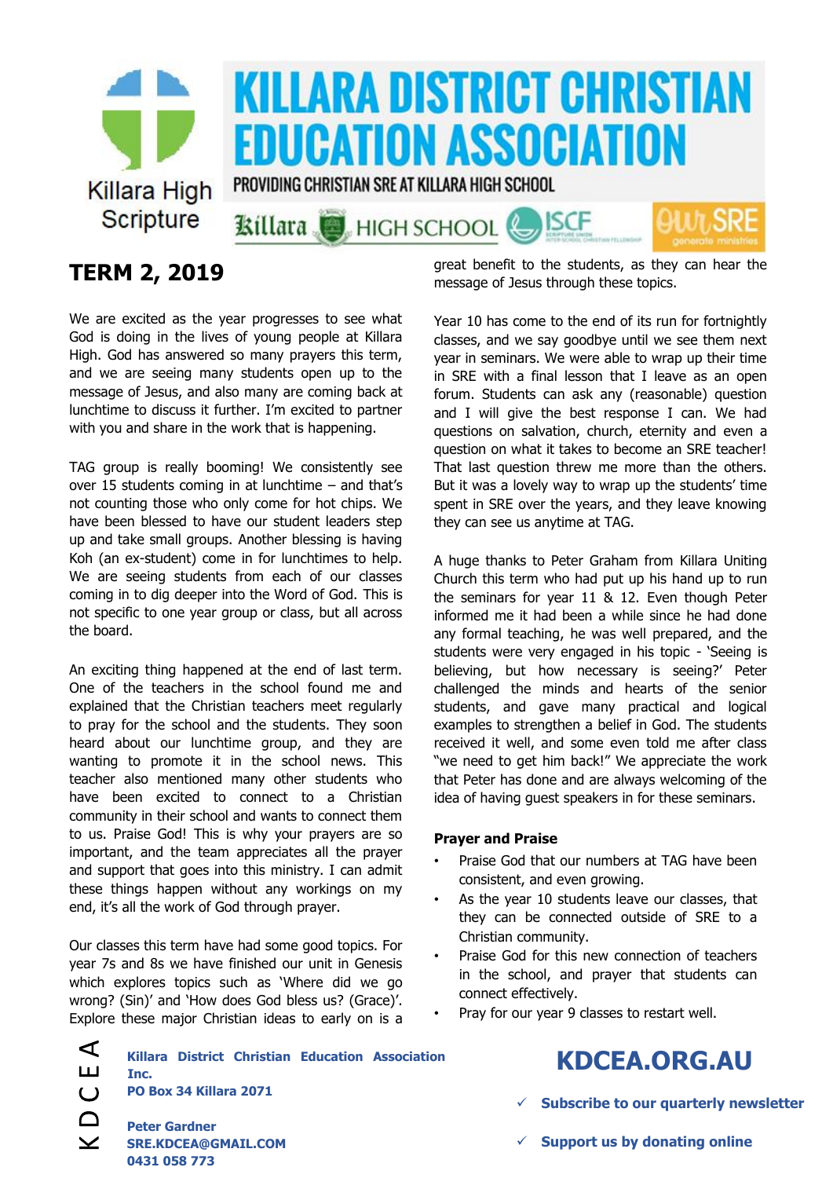# KILLARA DISTRICT CHRISTIAN EDUCATION ASSOCIATION

Killara High Scripture

PROVIDING CHRISTIAN SRE AT KILLARA HIGH SCHOOL

Killara HIGH SCHOOL ISCF OurSRE

## TERM 2, 2019

We are excited as the year progresses to see what God is doing in the lives of young people at Killara High. God has answered so many prayers this term, and we are seeing many students open up to the message of Jesus, and also many are coming back at lunchtime to discuss it further. I'm excited to partner with you and share in the work that is happening.

TAG group is really booming! We consistently see over 15 students coming in at lunchtime – and that's not counting those who only come for hot chips. We have been blessed to have our student leaders step up and take small groups. Another blessing is having Koh (an ex-student) come in for lunchtimes to help. We are seeing students from each of our classes coming in to dig deeper into the Word of God. This is not specific to one year group or class, but all across the board.

An exciting thing happened at the end of last term. One of the teachers in the school found me and explained that the Christian teachers meet regularly to pray for the school and the students. They soon heard about our lunchtime group, and they are wanting to promote it in the school news. This teacher also mentioned many other students who have been excited to connect to a Christian community in their school and wants to connect them to us. Praise God! This is why your prayers are so important, and the team appreciates all the prayer and support that goes into this ministry. I can admit these things happen without any workings on my end, it's all the work of God through prayer.

Our classes this term have had some good topics. For year 7s and 8s we have finished our unit in Genesis which explores topics such as 'Where did we go wrong? (Sin)' and 'How does God bless us? (Grace)'. Explore these major Christian ideas to early on is a great benefit to the students, as they can hear the message of Jesus through these topics.

Year 10 has come to the end of its run for fortnightly classes, and we say goodbye until we see them next year in seminars. We were able to wrap up their time in SRE with a final lesson that I leave as an open forum. Students can ask any (reasonable) question and I will give the best response I can. We had questions on salvation, church, eternity and even a question on what it takes to become an SRE teacher! That last question threw me more than the others. But it was a lovely way to wrap up the students' time spent in SRE over the years, and they leave knowing they can see us anytime at TAG.

A huge thanks to Peter Graham from Killara Uniting Church this term who had put up his hand up to run the seminars for year 11 & 12. Even though Peter informed me it had been a while since he had done any formal teaching, he was well prepared, and the students were very engaged in his topic - 'Seeing is believing, but how necessary is seeing?' Peter challenged the minds and hearts of the senior students, and gave many practical and logical examples to strengthen a belief in God. The students received it well, and some even told me after class "we need to get him back!" We appreciate the work that Peter has done and are always welcoming of the idea of having guest speakers in for these seminars.

### Prayer and Praise

- Praise God that our numbers at TAG have been consistent, and even growing.
- As the year 10 students leave our classes, that they can be connected outside of SRE to a Christian community.
- Praise God for this new connection of teachers in the school, and prayer that students can connect effectively.
- Pray for our year 9 classes to restart well.

KDCEA

**Killara District Christian Education Association Inc.**
**PO Box 34 Killara 2071**

**Peter Gardner**
**SRE.KDCEA@GMAIL.COM**
**0431 058 773**

## KDCEA.ORG.AU

- ✓ **Subscribe to our quarterly newsletter**
- ✓ **Support us by donating online**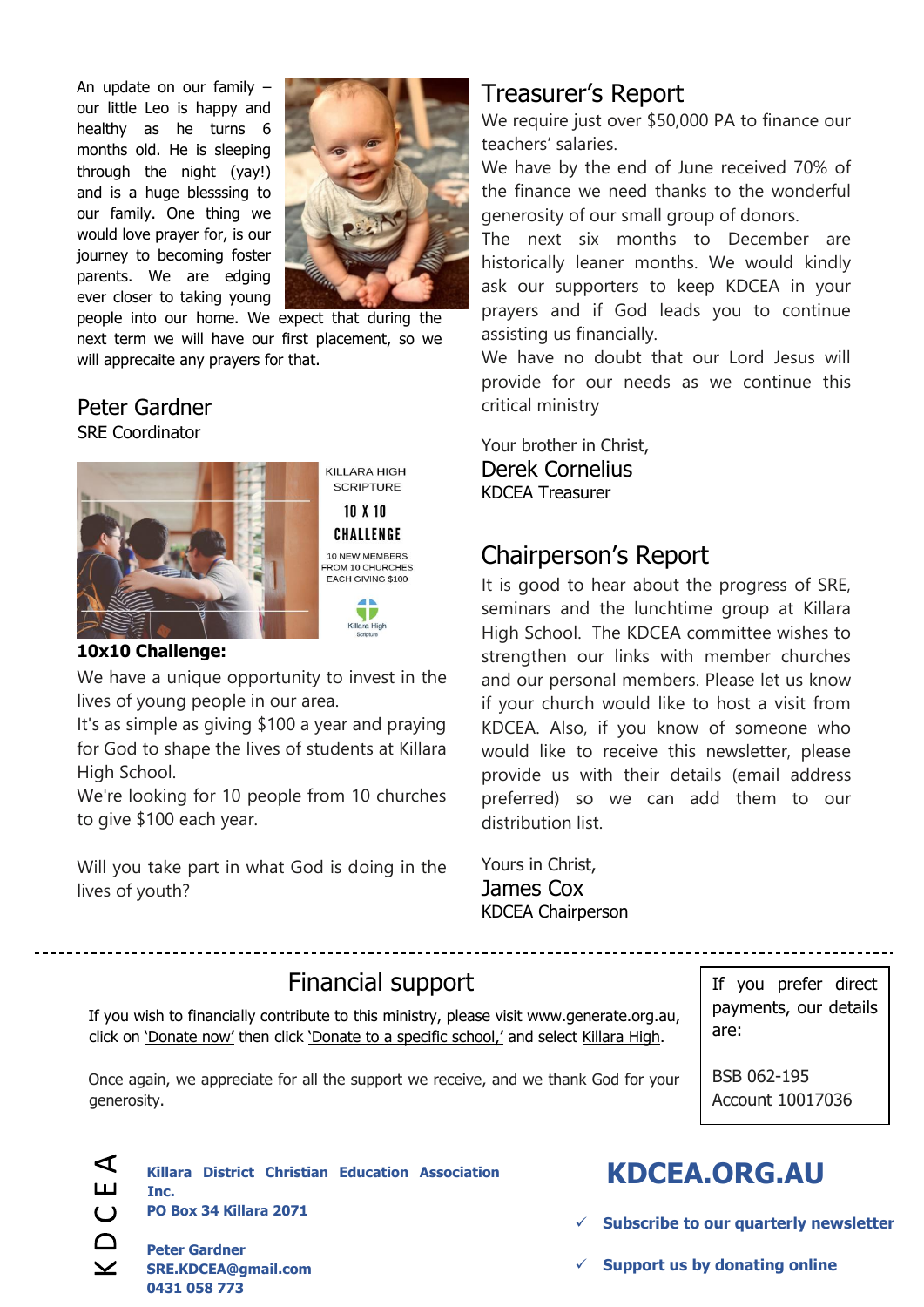An update on our family – our little Leo is happy and healthy as he turns 6 months old. He is sleeping through the night (yay!) and is a huge blesssing to our family. One thing we would love prayer for, is our journey to becoming foster parents. We are edging ever closer to taking young people into our home. We expect that during the next term we will have our first placement, so we will appreciate any prayers for that.

## Peter Gardner
SRE Coordinator

KILLARA HIGH SCRIPTURE

10 X 10 CHALLENGE

10 NEW MEMBERS FROM 10 CHURCHES EACH GIVING $100

Killara High Scripture

**10x10 Challenge:**

We have a unique opportunity to invest in the lives of young people in our area.

It's as simple as giving $100 a year and praying for God to shape the lives of students at Killara High School.

We're looking for 10 people from 10 churches to give $100 each year.

Will you take part in what God is doing in the lives of youth?

## Treasurer's Report

We require just over $50,000 PA to finance our teachers' salaries.

We have by the end of June received 70% of the finance we need thanks to the wonderful generosity of our small group of donors.

The next six months to December are historically leaner months. We would kindly ask our supporters to keep KDCEA in your prayers and if God leads you to continue assisting us financially.

We have no doubt that our Lord Jesus will provide for our needs as we continue this critical ministry

Your brother in Christ,
Derek Cornelius
KDCEA Treasurer

## Chairperson's Report

It is good to hear about the progress of SRE, seminars and the lunchtime group at Killara High School. The KDCEA committee wishes to strengthen our links with member churches and our personal members. Please let us know if your church would like to host a visit from KDCEA. Also, if you know of someone who would like to receive this newsletter, please provide us with their details (email address preferred) so we can add them to our distribution list.

Yours in Christ,
James Cox
KDCEA Chairperson

---

## Financial support

If you wish to financially contribute to this ministry, please visit www.generate.org.au, click on 'Donate now' then click 'Donate to a specific school,' and select Killara High.

Once again, we appreciate for all the support we receive, and we thank God for your generosity.

If you prefer direct payments, our details are:

BSB 062-195
Account 10017036

KDCEA

**Killara District Christian Education Association Inc.**
**PO Box 34 Killara 2071**

**Peter Gardner**
**SRE.KDCEA@gmail.com**
**0431 058 773**

## KDCEA.ORG.AU

- ✓ **Subscribe to our quarterly newsletter**
- ✓ **Support us by donating online**